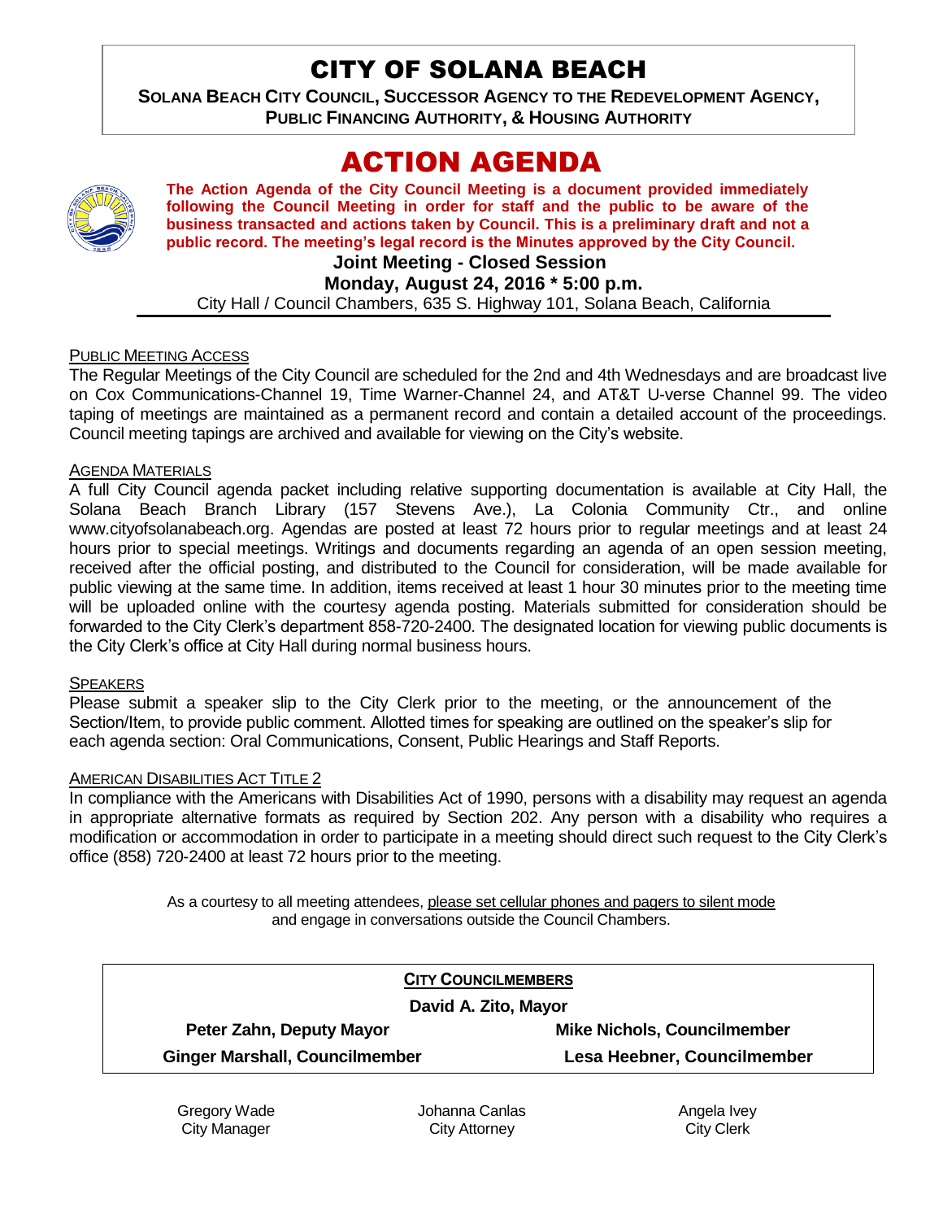# CITY OF SOLANA BEACH

**SOLANA BEACH CITY COUNCIL, SUCCESSOR AGENCY TO THE REDEVELOPMENT AGENCY, PUBLIC FINANCING AUTHORITY, & HOUSING AUTHORITY**

# ACTION AGENDA

**The Action Agenda of the City Council Meeting is a document provided immediately following the Council Meeting in order for staff and the public to be aware of the business transacted and actions taken by Council. This is a preliminary draft and not a public record. The meeting's legal record is the Minutes approved by the City Council.**

**Joint Meeting - Closed Session**

**Monday, August 24, 2016 * 5:00 p.m.**

City Hall / Council Chambers, 635 S. Highway 101, Solana Beach, California

PUBLIC MEETING ACCESS

The Regular Meetings of the City Council are scheduled for the 2nd and 4th Wednesdays and are broadcast live on Cox Communications-Channel 19, Time Warner-Channel 24, and AT&T U-verse Channel 99. The video taping of meetings are maintained as a permanent record and contain a detailed account of the proceedings. Council meeting tapings are archived and available for viewing on the City's website.

AGENDA MATERIALS

A full City Council agenda packet including relative supporting documentation is available at City Hall, the Solana Beach Branch Library (157 Stevens Ave.), La Colonia Community Ctr., and online www.cityofsolanabeach.org. Agendas are posted at least 72 hours prior to regular meetings and at least 24 hours prior to special meetings. Writings and documents regarding an agenda of an open session meeting, received after the official posting, and distributed to the Council for consideration, will be made available for public viewing at the same time. In addition, items received at least 1 hour 30 minutes prior to the meeting time will be uploaded online with the courtesy agenda posting. Materials submitted for consideration should be forwarded to the City Clerk's department 858-720-2400. The designated location for viewing public documents is the City Clerk's office at City Hall during normal business hours.

SPEAKERS

Please submit a speaker slip to the City Clerk prior to the meeting, or the announcement of the Section/Item, to provide public comment. Allotted times for speaking are outlined on the speaker's slip for each agenda section: Oral Communications, Consent, Public Hearings and Staff Reports.

AMERICAN DISABILITIES ACT TITLE 2

In compliance with the Americans with Disabilities Act of 1990, persons with a disability may request an agenda in appropriate alternative formats as required by Section 202. Any person with a disability who requires a modification or accommodation in order to participate in a meeting should direct such request to the City Clerk's office (858) 720-2400 at least 72 hours prior to the meeting.

As a courtesy to all meeting attendees, please set cellular phones and pagers to silent mode and engage in conversations outside the Council Chambers.

**CITY COUNCILMEMBERS**

**David A. Zito, Mayor**

**Peter Zahn, Deputy Mayor** | **Mike Nichols, Councilmember**

**Ginger Marshall, Councilmember** | **Lesa Heebner, Councilmember**

Gregory Wade, City Manager | Johanna Canlas, City Attorney | Angela Ivey, City Clerk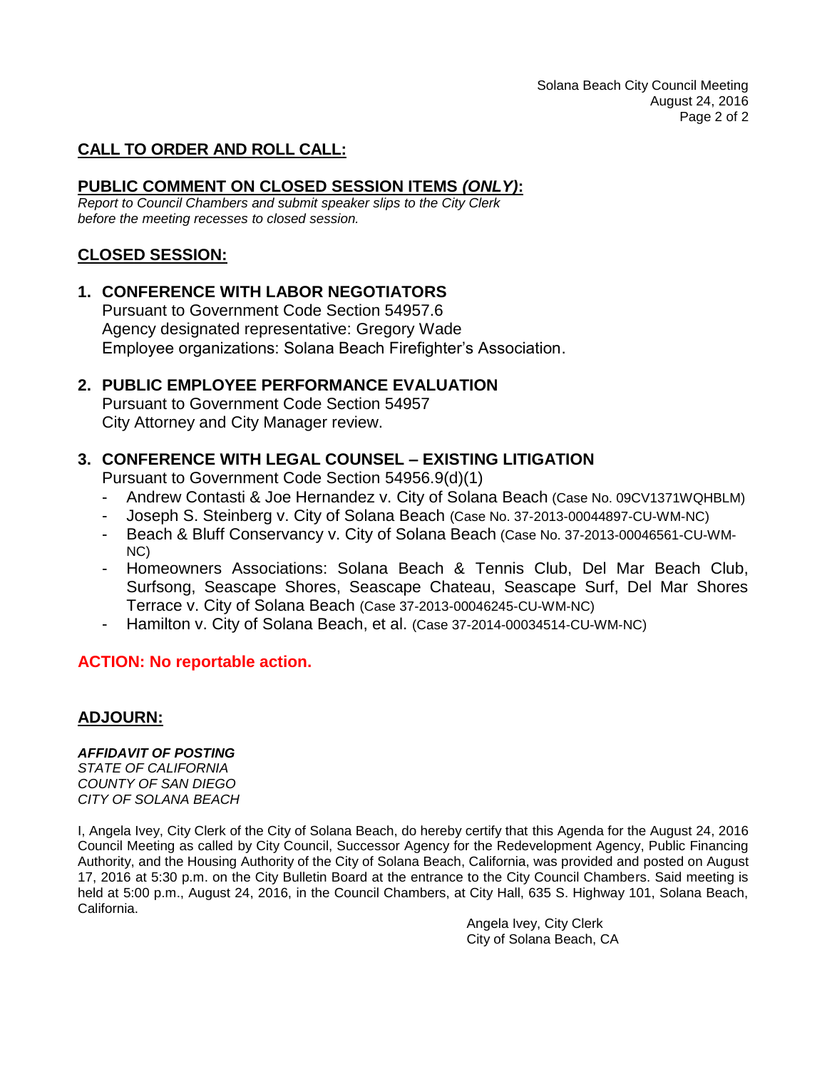## CALL TO ORDER AND ROLL CALL:

## PUBLIC COMMENT ON CLOSED SESSION ITEMS *(ONLY)*:

*Report to Council Chambers and submit speaker slips to the City Clerk before the meeting recesses to closed session.*

## CLOSED SESSION:

### 1. CONFERENCE WITH LABOR NEGOTIATORS

Pursuant to Government Code Section 54957.6
Agency designated representative: Gregory Wade
Employee organizations: Solana Beach Firefighter's Association.

### 2. PUBLIC EMPLOYEE PERFORMANCE EVALUATION

Pursuant to Government Code Section 54957
City Attorney and City Manager review.

### 3. CONFERENCE WITH LEGAL COUNSEL – EXISTING LITIGATION

Pursuant to Government Code Section 54956.9(d)(1)

- Andrew Contasti & Joe Hernandez v. City of Solana Beach (Case No. 09CV1371WQHBLM)
- Joseph S. Steinberg v. City of Solana Beach (Case No. 37-2013-00044897-CU-WM-NC)
- Beach & Bluff Conservancy v. City of Solana Beach (Case No. 37-2013-00046561-CU-WM-NC)
- Homeowners Associations: Solana Beach & Tennis Club, Del Mar Beach Club, Surfsong, Seascape Shores, Seascape Chateau, Seascape Surf, Del Mar Shores Terrace v. City of Solana Beach (Case 37-2013-00046245-CU-WM-NC)
- Hamilton v. City of Solana Beach, et al. (Case 37-2014-00034514-CU-WM-NC)

**ACTION: No reportable action.**

## ADJOURN:

***AFFIDAVIT OF POSTING***
*STATE OF CALIFORNIA*
*COUNTY OF SAN DIEGO*
*CITY OF SOLANA BEACH*

I, Angela Ivey, City Clerk of the City of Solana Beach, do hereby certify that this Agenda for the August 24, 2016 Council Meeting as called by City Council, Successor Agency for the Redevelopment Agency, Public Financing Authority, and the Housing Authority of the City of Solana Beach, California, was provided and posted on August 17, 2016 at 5:30 p.m. on the City Bulletin Board at the entrance to the City Council Chambers. Said meeting is held at 5:00 p.m., August 24, 2016, in the Council Chambers, at City Hall, 635 S. Highway 101, Solana Beach, California.

Angela Ivey, City Clerk
City of Solana Beach, CA